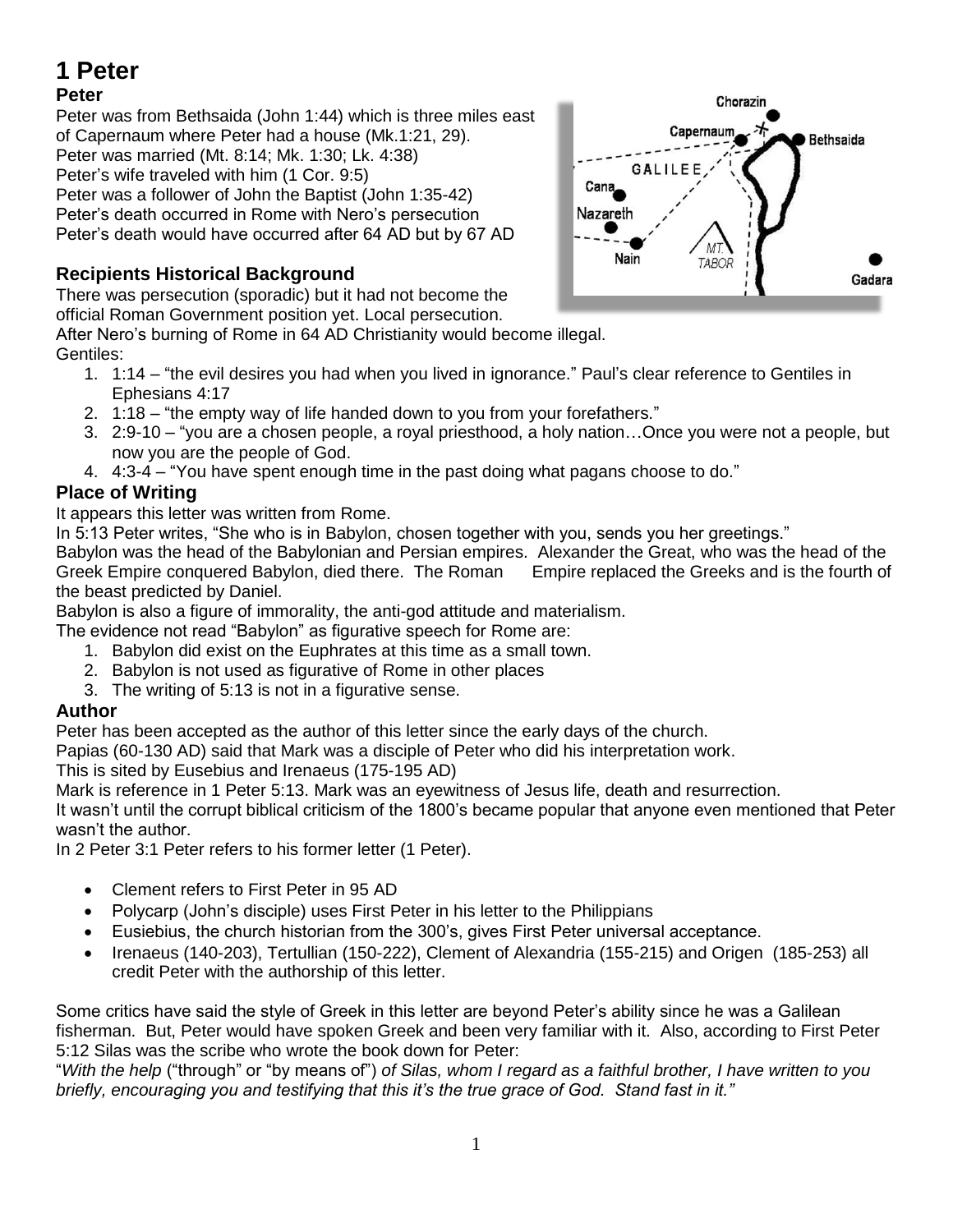# 1 Peter

## Peter

Peter was from Bethsaida (John 1:44) which is three miles east of Capernaum where Peter had a house (Mk.1:21, 29).
Peter was married (Mt. 8:14; Mk. 1:30; Lk. 4:38)
Peter's wife traveled with him (1 Cor. 9:5)
Peter was a follower of John the Baptist (John 1:35-42)
Peter's death occurred in Rome with Nero's persecution
Peter's death would have occurred after 64 AD but by 67 AD

## Recipients Historical Background

There was persecution (sporadic) but it had not become the official Roman Government position yet. Local persecution.
After Nero's burning of Rome in 64 AD Christianity would become illegal.
Gentiles:

1. 1:14 – "the evil desires you had when you lived in ignorance." Paul's clear reference to Gentiles in Ephesians 4:17
2. 1:18 – "the empty way of life handed down to you from your forefathers."
3. 2:9-10 – "you are a chosen people, a royal priesthood, a holy nation…Once you were not a people, but now you are the people of God.
4. 4:3-4 – "You have spent enough time in the past doing what pagans choose to do."

## Place of Writing

It appears this letter was written from Rome.
In 5:13 Peter writes, "She who is in Babylon, chosen together with you, sends you her greetings."
Babylon was the head of the Babylonian and Persian empires. Alexander the Great, who was the head of the Greek Empire conquered Babylon, died there. The Roman Empire replaced the Greeks and is the fourth of the beast predicted by Daniel.
Babylon is also a figure of immorality, the anti-god attitude and materialism.
The evidence not read "Babylon" as figurative speech for Rome are:

1. Babylon did exist on the Euphrates at this time as a small town.
2. Babylon is not used as figurative of Rome in other places
3. The writing of 5:13 is not in a figurative sense.

## Author

Peter has been accepted as the author of this letter since the early days of the church.
Papias (60-130 AD) said that Mark was a disciple of Peter who did his interpretation work.
This is sited by Eusebius and Irenaeus (175-195 AD)
Mark is reference in 1 Peter 5:13. Mark was an eyewitness of Jesus life, death and resurrection.
It wasn't until the corrupt biblical criticism of the 1800's became popular that anyone even mentioned that Peter wasn't the author.
In 2 Peter 3:1 Peter refers to his former letter (1 Peter).

- Clement refers to First Peter in 95 AD
- Polycarp (John's disciple) uses First Peter in his letter to the Philippians
- Eusiebius, the church historian from the 300's, gives First Peter universal acceptance.
- Irenaeus (140-203), Tertullian (150-222), Clement of Alexandria (155-215) and Origen (185-253) all credit Peter with the authorship of this letter.

Some critics have said the style of Greek in this letter are beyond Peter's ability since he was a Galilean fisherman. But, Peter would have spoken Greek and been very familiar with it. Also, according to First Peter 5:12 Silas was the scribe who wrote the book down for Peter:
"*With the help* ("through" or "by means of") *of Silas, whom I regard as a faithful brother, I have written to you briefly, encouraging you and testifying that this it's the true grace of God. Stand fast in it."*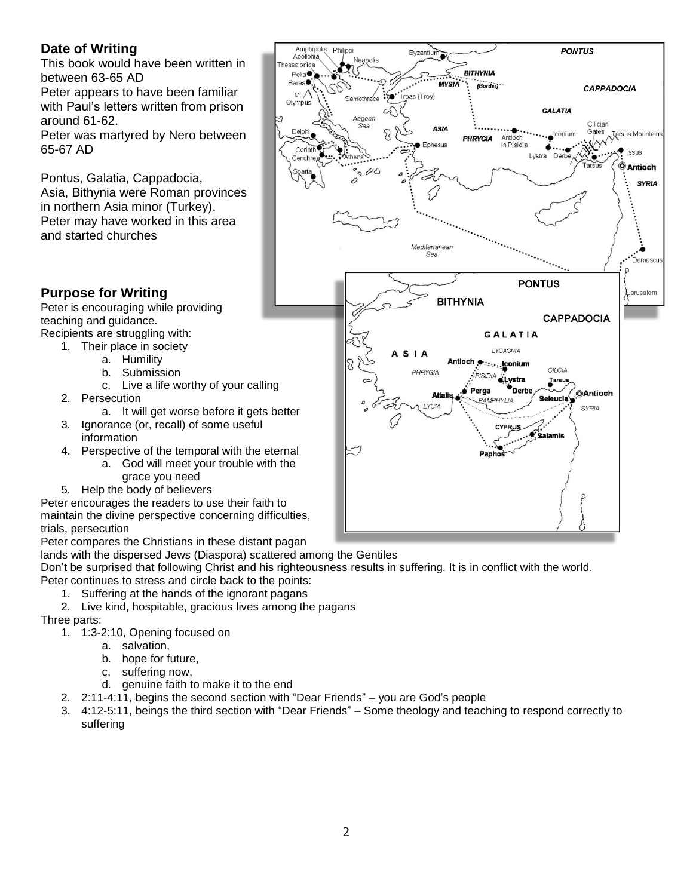## Date of Writing

This book would have been written in between 63-65 AD

Peter appears to have been familiar with Paul's letters written from prison around 61-62.

Peter was martyred by Nero between 65-67 AD

Pontus, Galatia, Cappadocia, Asia, Bithynia were Roman provinces in northern Asia minor (Turkey). Peter may have worked in this area and started churches

## Purpose for Writing

Peter is encouraging while providing teaching and guidance.

Recipients are struggling with:

1. Their place in society
   a. Humility
   b. Submission
   c. Live a life worthy of your calling
2. Persecution
   a. It will get worse before it gets better
3. Ignorance (or, recall) of some useful information
4. Perspective of the temporal with the eternal
   a. God will meet your trouble with the grace you need
5. Help the body of believers

Peter encourages the readers to use their faith to maintain the divine perspective concerning difficulties, trials, persecution

Peter compares the Christians in these distant pagan lands with the dispersed Jews (Diaspora) scattered among the Gentiles

Don't be surprised that following Christ and his righteousness results in suffering. It is in conflict with the world.

Peter continues to stress and circle back to the points:

1. Suffering at the hands of the ignorant pagans
2. Live kind, hospitable, gracious lives among the pagans

Three parts:

1. 1:3-2:10, Opening focused on
   a. salvation,
   b. hope for future,
   c. suffering now,
   d. genuine faith to make it to the end
2. 2:11-4:11, begins the second section with "Dear Friends" – you are God's people
3. 4:12-5:11, beings the third section with "Dear Friends" – Some theology and teaching to respond correctly to suffering